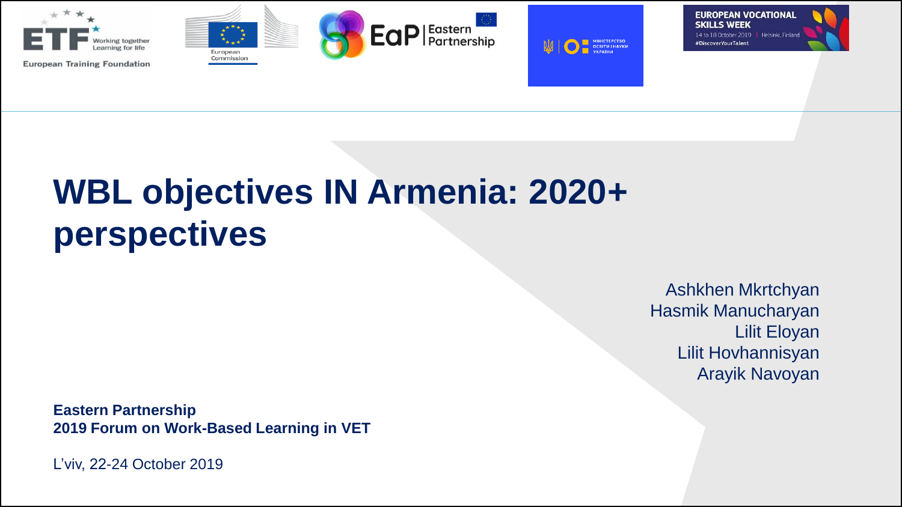# WBL objectives IN Armenia: 2020+ perspectives

Ashkhen Mkrtchyan
Hasmik Manucharyan
Lilit Eloyan
Lilit Hovhannisyan
Arayik Navoyan

**Eastern Partnership**
**2019 Forum on Work-Based Learning in VET**

L'viv, 22-24 October 2019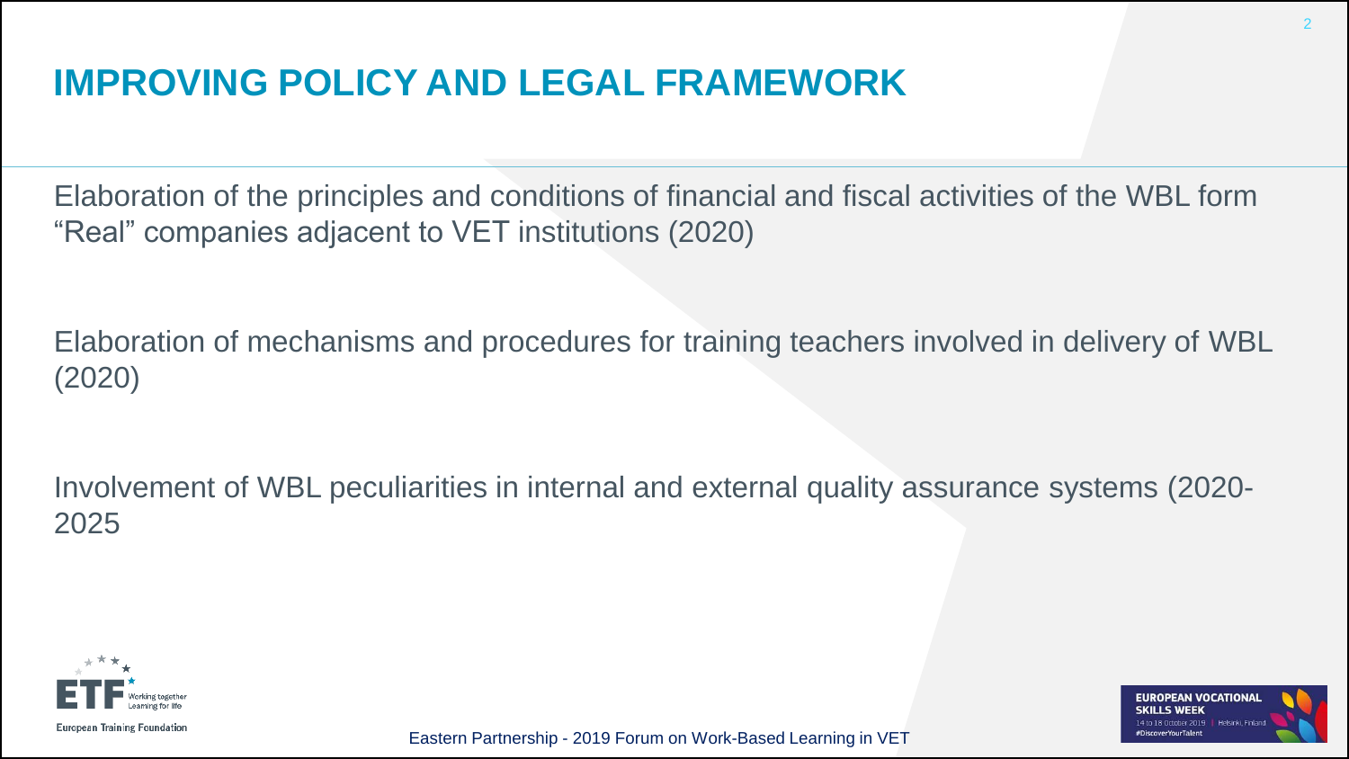# IMPROVING POLICY AND LEGAL FRAMEWORK

Elaboration of the principles and conditions of financial and fiscal activities of the WBL form "Real" companies adjacent to VET institutions (2020)

Elaboration of mechanisms and procedures for training teachers involved in delivery of WBL (2020)

Involvement of WBL peculiarities in internal and external quality assurance systems (2020-2025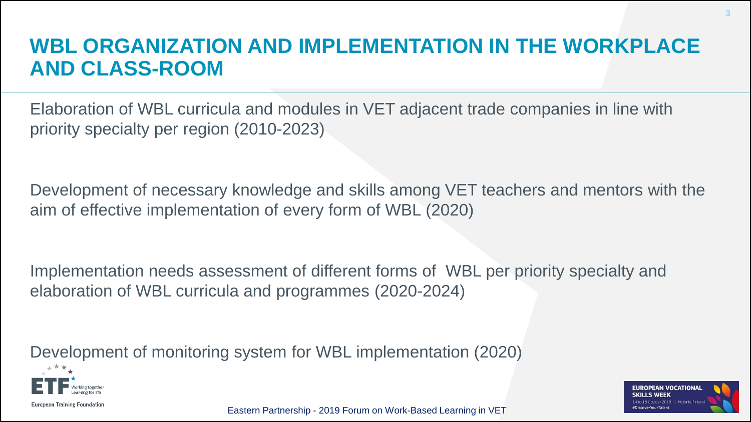# WBL ORGANIZATION AND IMPLEMENTATION IN THE WORKPLACE AND CLASS-ROOM

Elaboration of WBL curricula and modules in VET adjacent trade companies in line with priority specialty per region (2010-2023)

Development of necessary knowledge and skills among VET teachers and mentors with the aim of effective implementation of every form of WBL (2020)

Implementation needs assessment of different forms of WBL per priority specialty and elaboration of WBL curricula and programmes (2020-2024)

Development of monitoring system for WBL implementation (2020)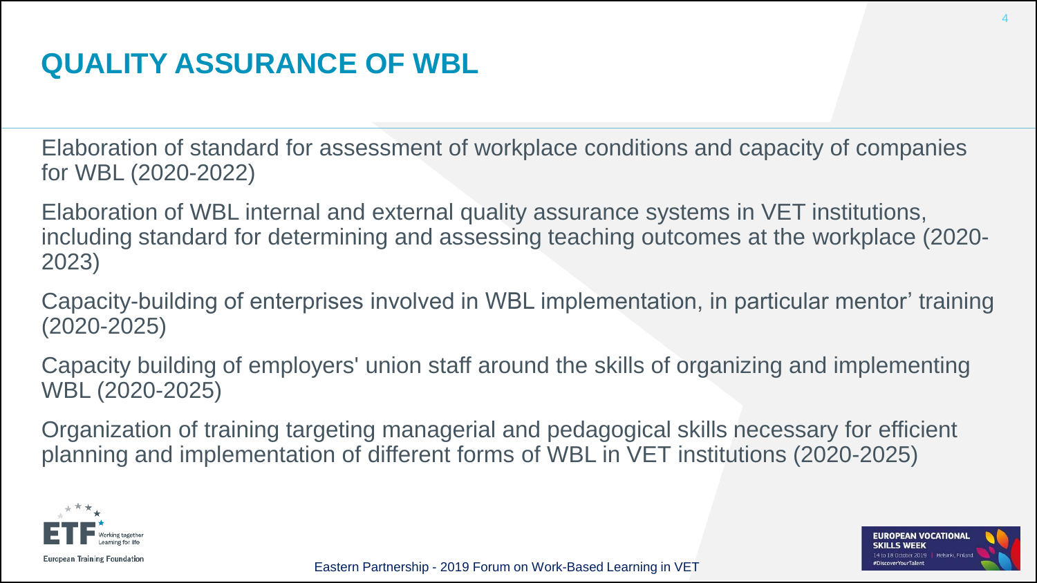# QUALITY ASSURANCE OF WBL

Elaboration of standard for assessment of workplace conditions and capacity of companies for WBL (2020-2022)

Elaboration of WBL internal and external quality assurance systems in VET institutions, including standard for determining and assessing teaching outcomes at the workplace (2020-2023)

Capacity-building of enterprises involved in WBL implementation, in particular mentor' training (2020-2025)

Capacity building of employers' union staff around the skills of organizing and implementing WBL (2020-2025)

Organization of training targeting managerial and pedagogical skills necessary for efficient planning and implementation of different forms of WBL in VET institutions (2020-2025)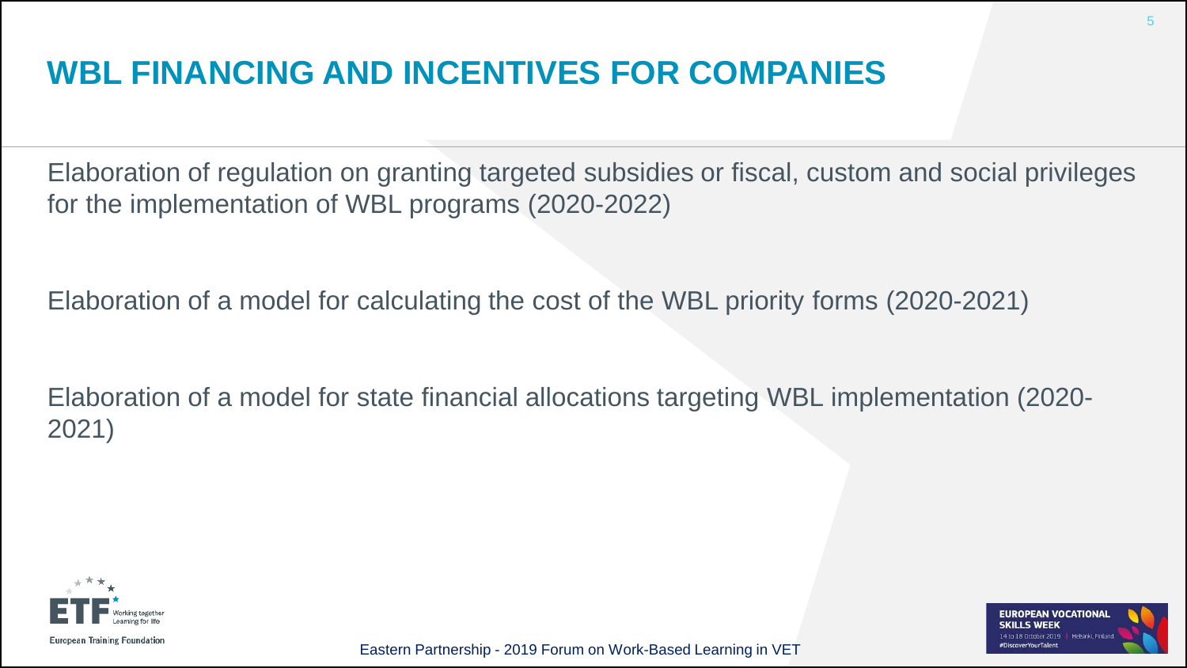# WBL FINANCING AND INCENTIVES FOR COMPANIES

Elaboration of regulation on granting targeted subsidies or fiscal, custom and social privileges for the implementation of WBL programs (2020-2022)

Elaboration of a model for calculating the cost of the WBL priority forms (2020-2021)

Elaboration of a model for state financial allocations targeting WBL implementation (2020-2021)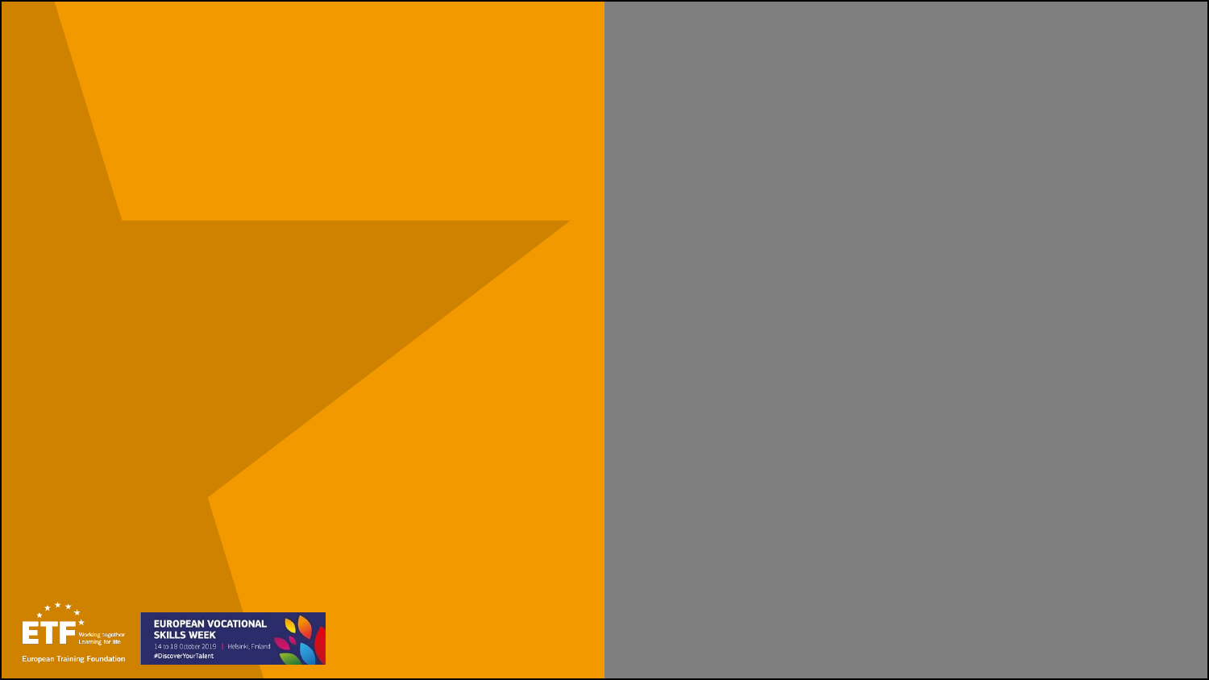ETF

Working together
Learning for life

European Training Foundation

EUROPEAN VOCATIONAL SKILLS WEEK

14 to 18 October 2019 | Helsinki, Finland

#DiscoverYourTalent